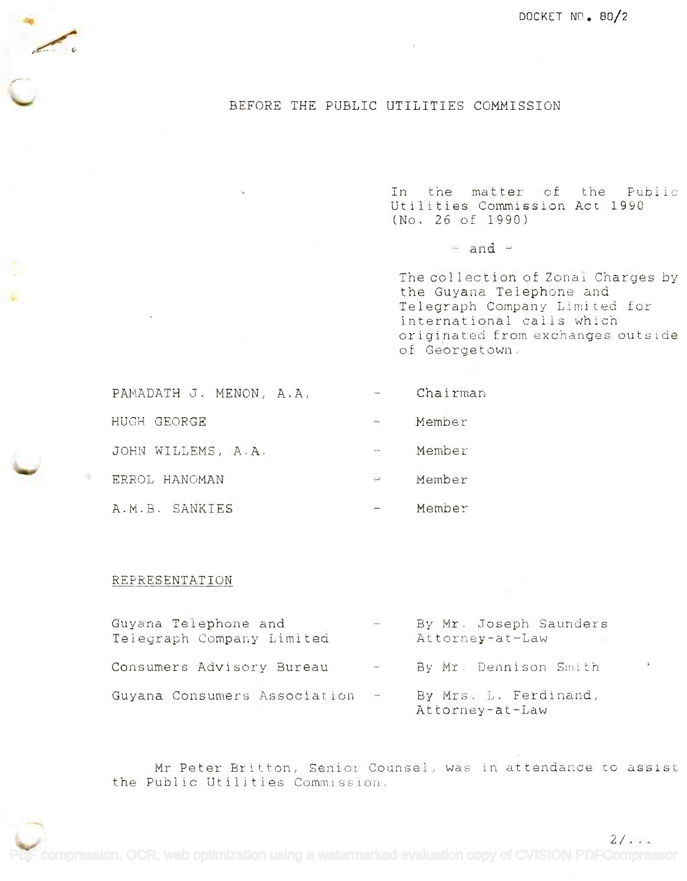DOCKET NO. 80/2

# BEFORE THE PUBLIC UTILITIES COMMISSION

In the matter of the Public Utilities Commission Act 1990 (No. 26 of 1990)

\- and -

The collection of Zonal Charges by the Guyana Telephone and Telegraph Company Limited for international calls which originated from exchanges outside of Georgetown.

| | | |
|---|---|---|
| PAMADATH J. MENON, A.A. | - | Chairman |
| HUGH GEORGE | - | Member |
| JOHN WILLEMS, A.A. | - | Member |
| ERROL HANOMAN | - | Member |
| A.M.B. SANKIES | - | Member |

## REPRESENTATION

| | | |
|---|---|---|
| Guyana Telephone and Telegraph Company Limited | - | By Mr. Joseph Saunders Attorney-at-Law |
| Consumers Advisory Bureau | - | By Mr. Dennison Smith |
| Guyana Consumers Association | - | By Mrs. L. Ferdinand, Attorney-at-Law |

Mr Peter Britton, Senior Counsel, was in attendance to assist the Public Utilities Commission.

2/...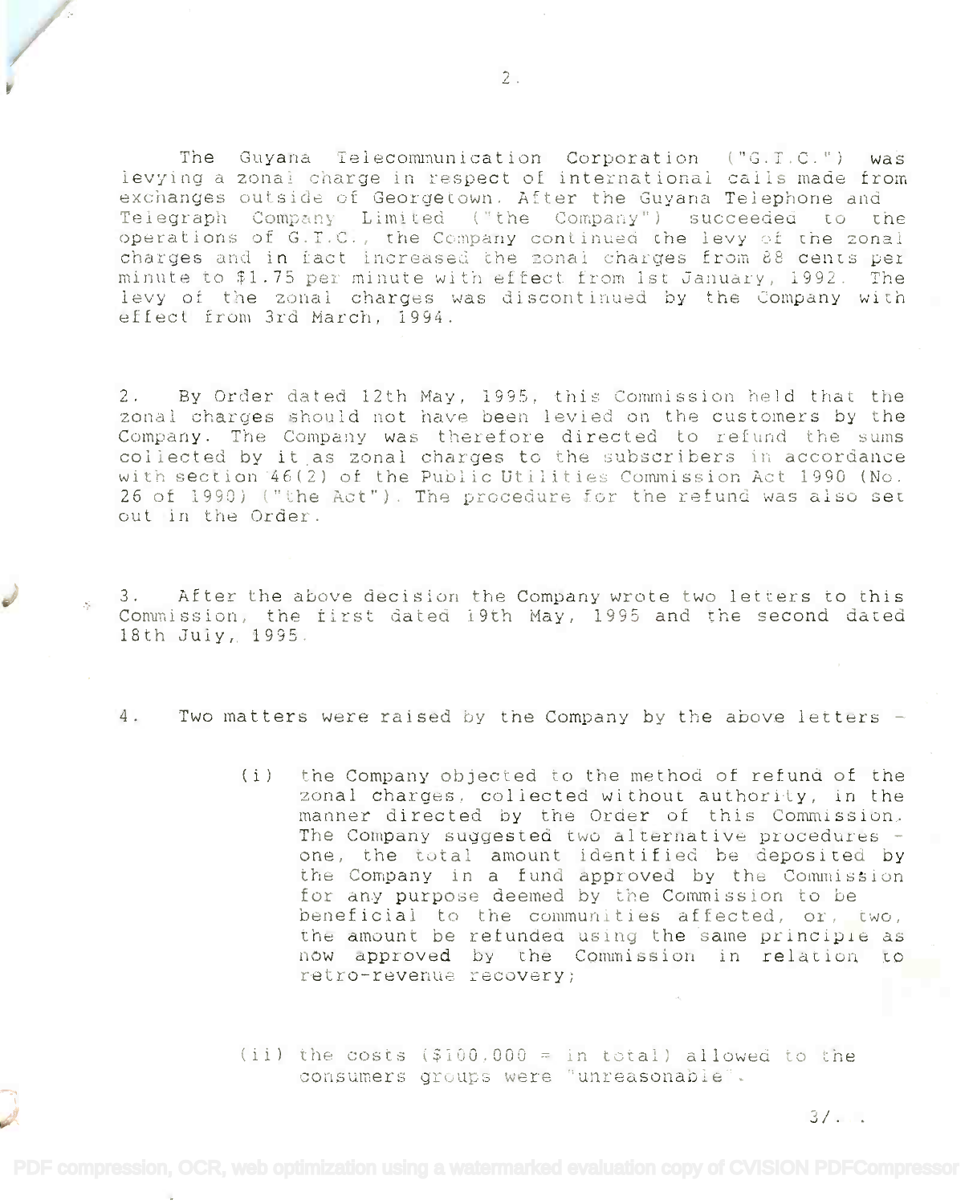The Guyana Telecommunication Corporation ("G.T.C.") was levying a zonal charge in respect of international calls made from exchanges outside of Georgetown. After the Guyana Telephone and Telegraph Company Limited ("the Company") succeeded to the operations of G.T.C., the Company continued the levy of the zonal charges and in fact increased the zonal charges from 88 cents per minute to $1.75 per minute with effect from 1st January, 1992. The levy of the zonal charges was discontinued by the Company with effect from 3rd March, 1994.

2. By Order dated 12th May, 1995, this Commission held that the zonal charges should not have been levied on the customers by the Company. The Company was therefore directed to refund the sums collected by it as zonal charges to the subscribers in accordance with section 46(2) of the Public Utilities Commission Act 1990 (No. 26 of 1990) ("the Act"). The procedure for the refund was also set out in the Order.

3. After the above decision the Company wrote two letters to this Commission, the first dated 19th May, 1995 and the second dated 18th July, 1995.

4. Two matters were raised by the Company by the above letters -

(i) the Company objected to the method of refund of the zonal charges, collected without authority, in the manner directed by the Order of this Commission. The Company suggested two alternative procedures - one, the total amount identified be deposited by the Company in a fund approved by the Commission for any purpose deemed by the Commission to be beneficial to the communities affected, or, two, the amount be refunded using the same principle as now approved by the Commission in relation to retro-revenue recovery;

(ii) the costs ($100.000 = in total) allowed to the consumers groups were "unreasonable".

3/. .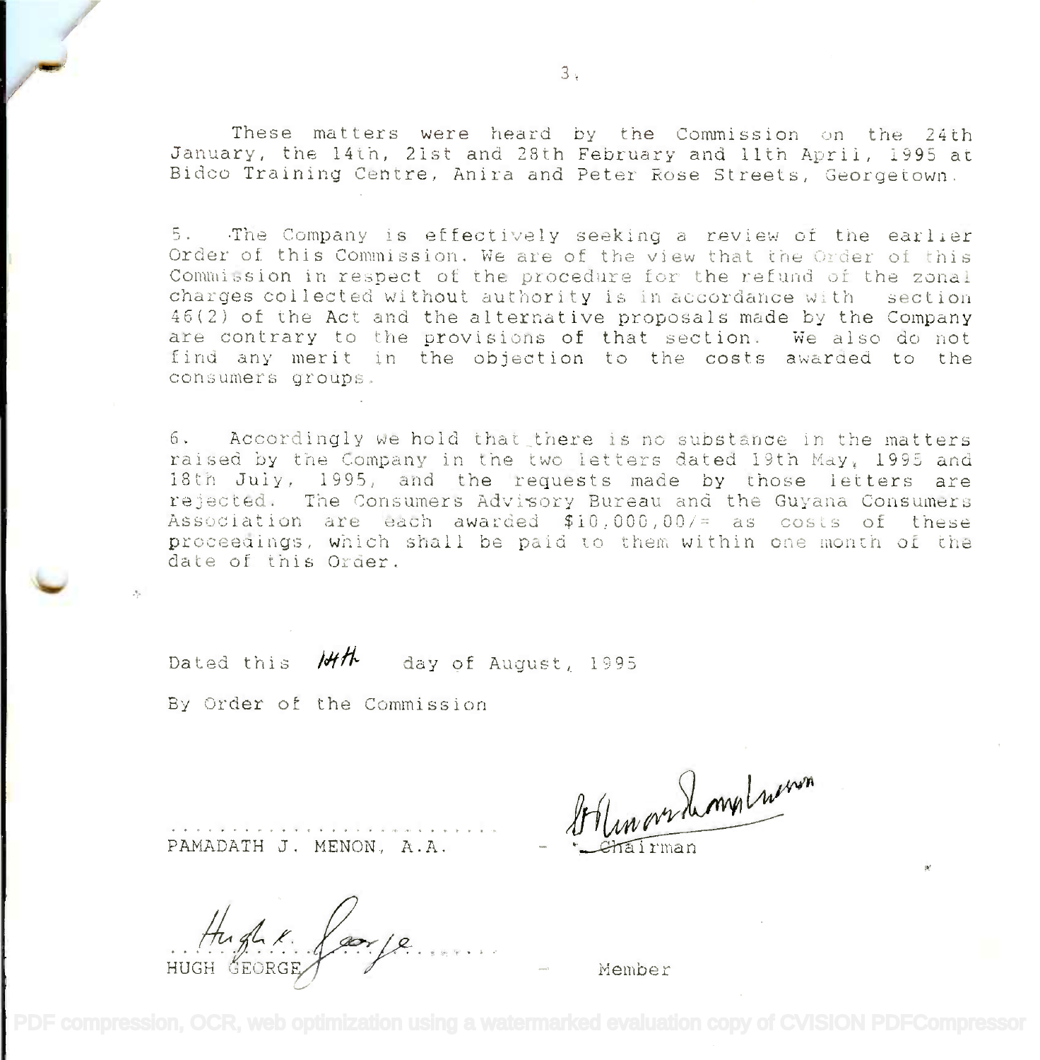These matters were heard by the Commission on the 24th January, the 14th, 21st and 28th February and 11th April, 1995 at Bidco Training Centre, Anira and Peter Rose Streets, Georgetown.

5. The Company is effectively seeking a review of the earlier Order of this Commission. We are of the view that the Order of this Commission in respect of the procedure for the refund of the zonal charges collected without authority is in accordance with section 46(2) of the Act and the alternative proposals made by the Company are contrary to the provisions of that section. We also do not find any merit in the objection to the costs awarded to the consumers groups.

6. Accordingly we hold that there is no substance in the matters raised by the Company in the two letters dated 19th May, 1995 and 18th July, 1995, and the requests made by those letters are rejected. The Consumers Advisory Bureau and the Guyana Consumers Association are each awarded $10,000,00/= as costs of these proceedings, which shall be paid to them within one month of the date of this Order.

Dated this 14th day of August, 1995

By Order of the Commission

PAMADATH J. MENON, A.A. - Chairman

HUGH GEORGE - Member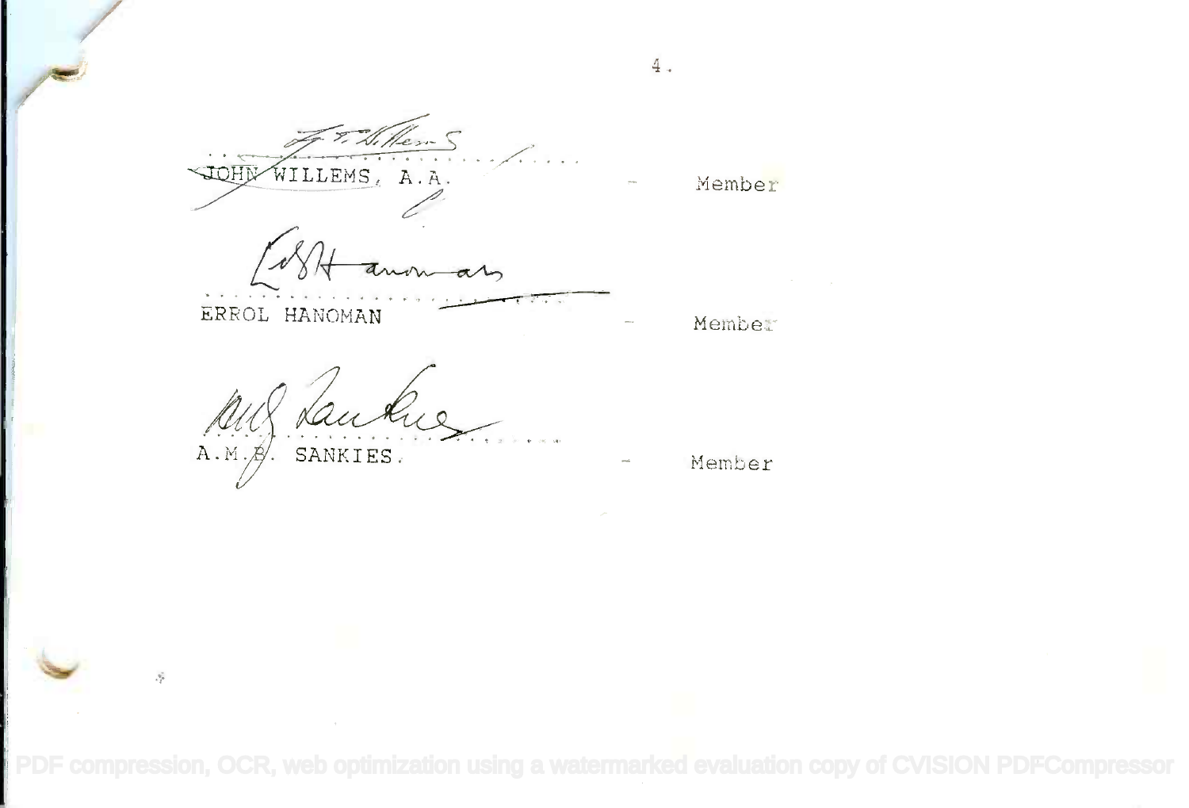.............................................

JOHN WILLEMS, A.A. - Member

.............................................

ERROL HANOMAN - Member

.............................................

A.M.B. SANKIES. - Member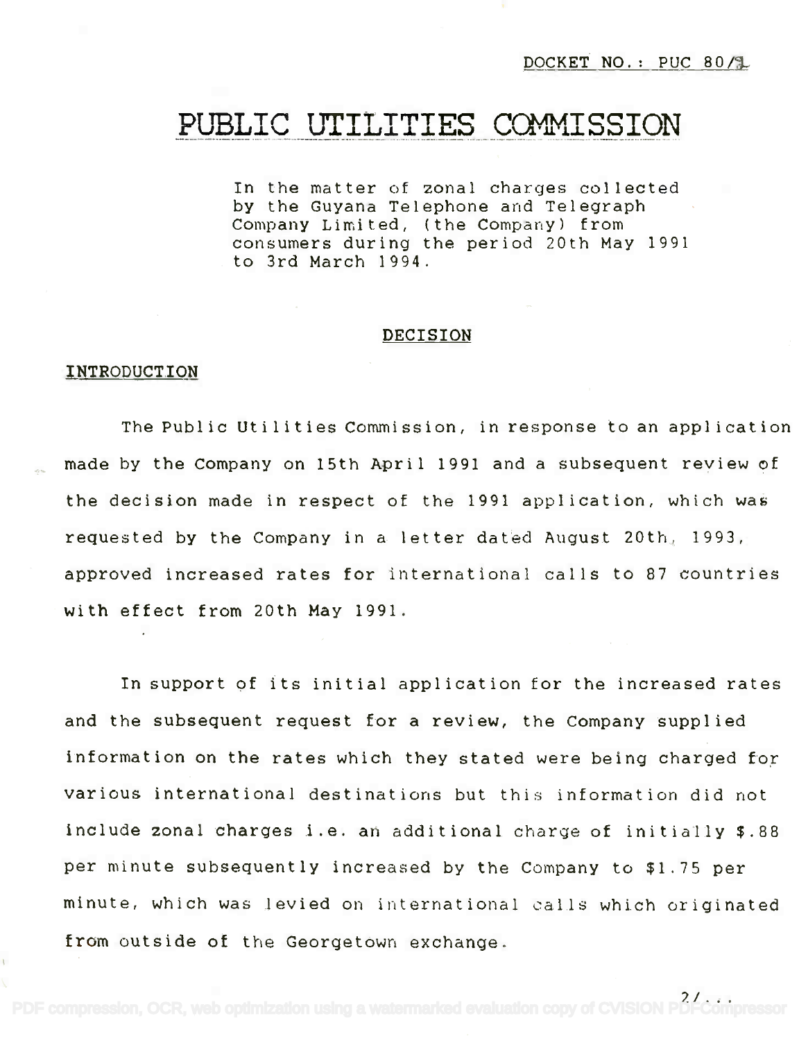DOCKET NO.: PUC 80/91

# PUBLIC UTILITIES COMMISSION

In the matter of zonal charges collected by the Guyana Telephone and Telegraph Company Limited, (the Company) from consumers during the period 20th May 1991 to 3rd March 1994.

## DECISION

### INTRODUCTION

The Public Utilities Commission, in response to an application made by the Company on 15th April 1991 and a subsequent review of the decision made in respect of the 1991 application, which was requested by the Company in a letter dated August 20th, 1993, approved increased rates for international calls to 87 countries with effect from 20th May 1991.

In support of its initial application for the increased rates and the subsequent request for a review, the Company supplied information on the rates which they stated were being charged for various international destinations but this information did not include zonal charges i.e. an additional charge of initially $.88 per minute subsequently increased by the Company to $1.75 per minute, which was levied on international calls which originated from outside of the Georgetown exchange.

2/...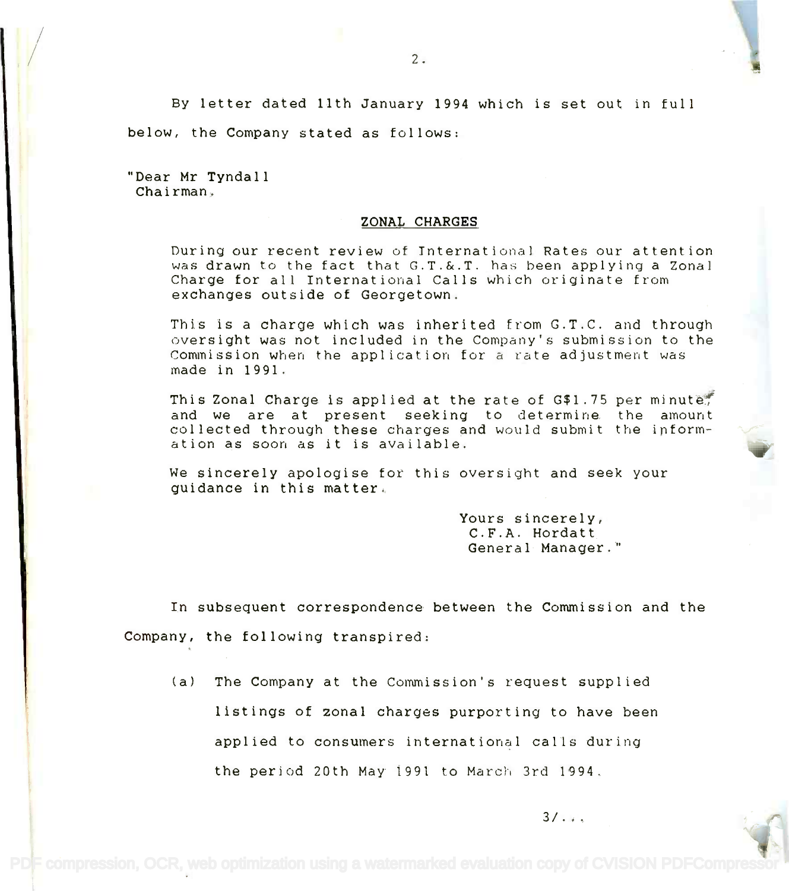By letter dated 11th January 1994 which is set out in full below, the Company stated as follows:

"Dear Mr Tyndall
Chairman,

**ZONAL CHARGES**

During our recent review of International Rates our attention was drawn to the fact that G.T.&.T. has been applying a Zonal Charge for all International Calls which originate from exchanges outside of Georgetown.

This is a charge which was inherited from G.T.C. and through oversight was not included in the Company's submission to the Commission when the application for a rate adjustment was made in 1991.

This Zonal Charge is applied at the rate of G$1.75 per minute, and we are at present seeking to determine the amount collected through these charges and would submit the information as soon as it is available.

We sincerely apologise for this oversight and seek your guidance in this matter.

Yours sincerely,
C.F.A. Hordatt
General Manager."

In subsequent correspondence between the Commission and the Company, the following transpired:

(a) The Company at the Commission's request supplied listings of zonal charges purporting to have been applied to consumers international calls during the period 20th May 1991 to March 3rd 1994.

3/...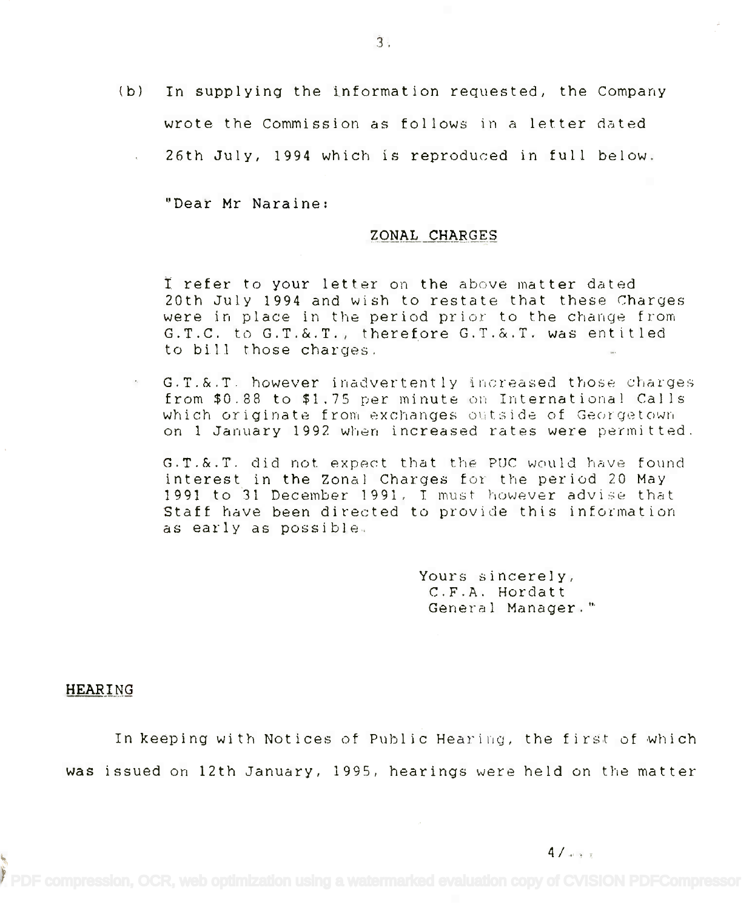(b) In supplying the information requested, the Company wrote the Commission as follows in a letter dated 26th July, 1994 which is reproduced in full below.

"Dear Mr Naraine:

**ZONAL CHARGES**

I refer to your letter on the above matter dated 20th July 1994 and wish to restate that these Charges were in place in the period prior to the change from G.T.C. to G.T.&.T., therefore G.T.&.T. was entitled to bill those charges.

G.T.&.T. however inadvertently increased those charges from $0.88 to $1.75 per minute on International Calls which originate from exchanges outside of Georgetown on 1 January 1992 when increased rates were permitted.

G.T.&.T. did not expect that the PUC would have found interest in the Zonal Charges for the period 20 May 1991 to 31 December 1991, I must however advise that Staff have been directed to provide this information as early as possible.

Yours sincerely,
C.F.A. Hordatt
General Manager."

## HEARING

In keeping with Notices of Public Hearing, the first of which was issued on 12th January, 1995, hearings were held on the matter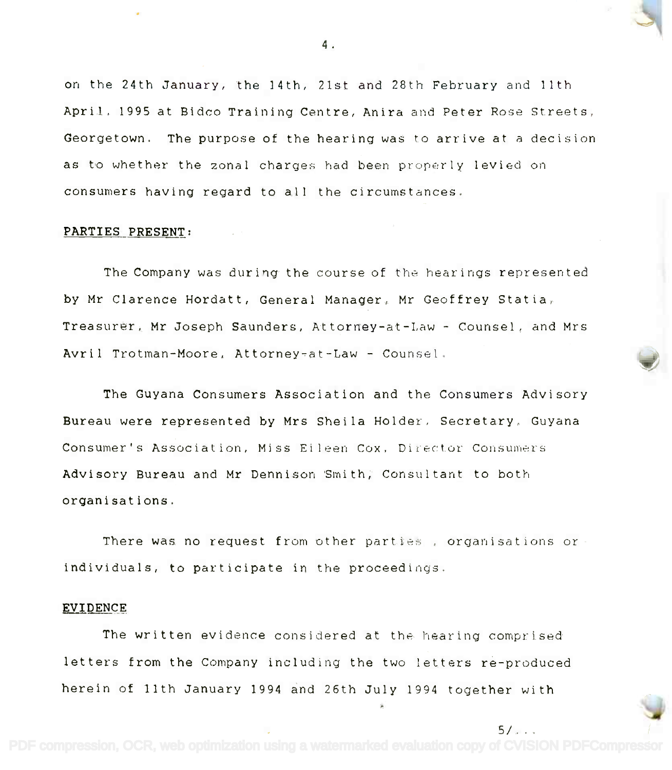on the 24th January, the 14th, 21st and 28th February and 11th April, 1995 at Bidco Training Centre, Anira and Peter Rose Streets, Georgetown. The purpose of the hearing was to arrive at a decision as to whether the zonal charges had been properly levied on consumers having regard to all the circumstances.

**PARTIES PRESENT:**

The Company was during the course of the hearings represented by Mr Clarence Hordatt, General Manager, Mr Geoffrey Statia, Treasurer, Mr Joseph Saunders, Attorney-at-Law - Counsel, and Mrs Avril Trotman-Moore, Attorney-at-Law - Counsel.

The Guyana Consumers Association and the Consumers Advisory Bureau were represented by Mrs Sheila Holder, Secretary, Guyana Consumer's Association, Miss Eileen Cox, Director Consumers Advisory Bureau and Mr Dennison Smith, Consultant to both organisations.

There was no request from other parties , organisations or individuals, to participate in the proceedings.

**EVIDENCE**

The written evidence considered at the hearing comprised letters from the Company including the two letters re-produced herein of 11th January 1994 and 26th July 1994 together with

5/...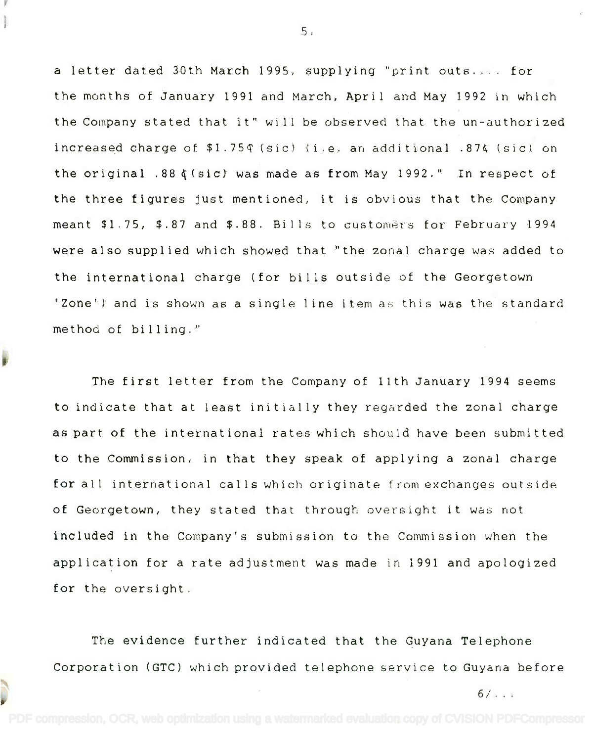a letter dated 30th March 1995, supplying "print outs.... for the months of January 1991 and March, April and May 1992 in which the Company stated that it" will be observed that the un-authorized increased charge of $1.75¢ (sic) (i.e. an additional .87¢ (sic) on the original .88 ¢ (sic) was made as from May 1992." In respect of the three figures just mentioned, it is obvious that the Company meant $1.75, $.87 and $.88. Bills to customers for February 1994 were also supplied which showed that "the zonal charge was added to the international charge (for bills outside of the Georgetown 'Zone') and is shown as a single line item as this was the standard method of billing."

The first letter from the Company of 11th January 1994 seems to indicate that at least initially they regarded the zonal charge as part of the international rates which should have been submitted to the Commission, in that they speak of applying a zonal charge for all international calls which originate from exchanges outside of Georgetown, they stated that through oversight it was not included in the Company's submission to the Commission when the application for a rate adjustment was made in 1991 and apologized for the oversight.

The evidence further indicated that the Guyana Telephone Corporation (GTC) which provided telephone service to Guyana before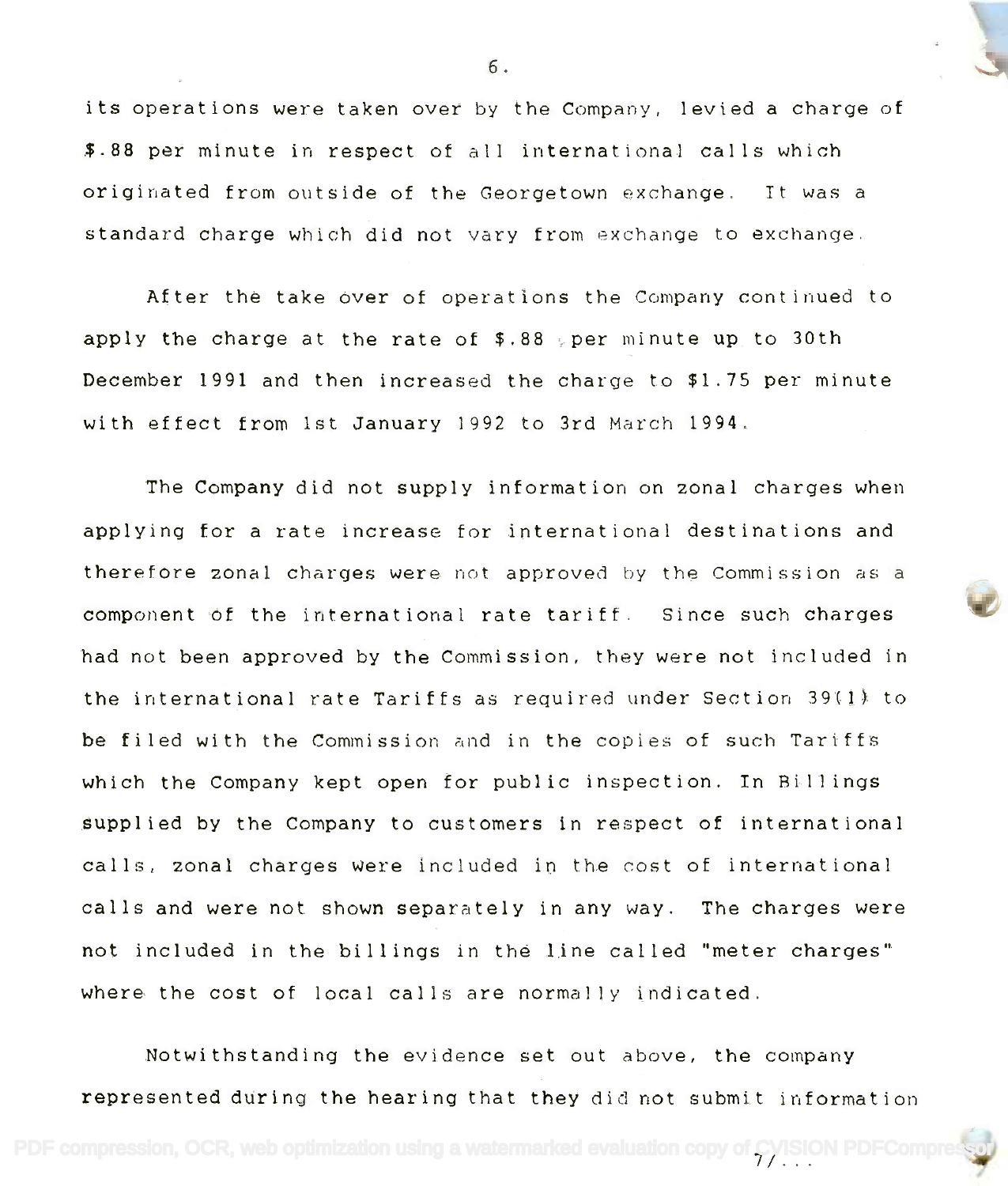its operations were taken over by the Company, levied a charge of $.88 per minute in respect of all international calls which originated from outside of the Georgetown exchange. It was a standard charge which did not vary from exchange to exchange.

After the take over of operations the Company continued to apply the charge at the rate of $.88 per minute up to 30th December 1991 and then increased the charge to $1.75 per minute with effect from 1st January 1992 to 3rd March 1994.

The Company did not supply information on zonal charges when applying for a rate increase for international destinations and therefore zonal charges were not approved by the Commission as a component of the international rate tariff. Since such charges had not been approved by the Commission, they were not included in the international rate Tariffs as required under Section 39(1) to be filed with the Commission and in the copies of such Tariffs which the Company kept open for public inspection. In Billings supplied by the Company to customers in respect of international calls, zonal charges were included in the cost of international calls and were not shown separately in any way. The charges were not included in the billings in the line called "meter charges" where the cost of local calls are normally indicated.

Notwithstanding the evidence set out above, the company represented during the hearing that they did not submit information

7/...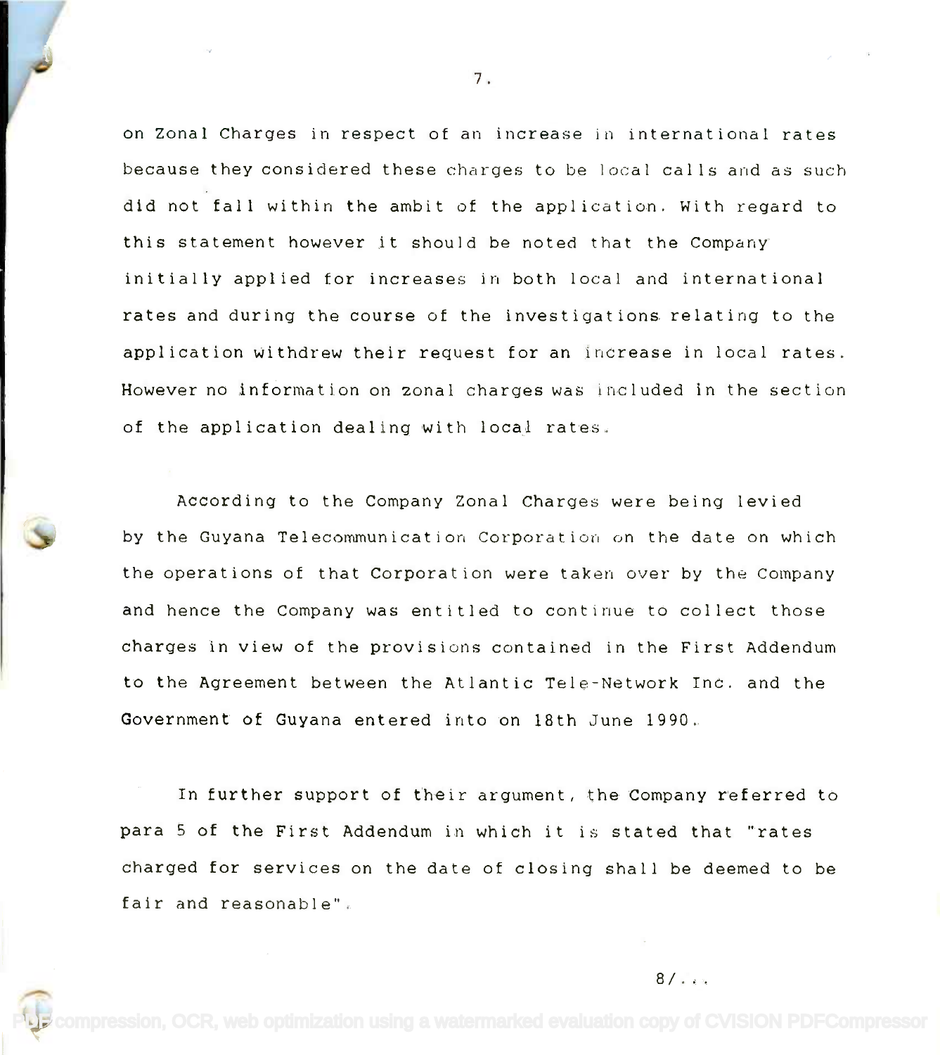on Zonal Charges in respect of an increase in international rates because they considered these charges to be local calls and as such did not fall within the ambit of the application. With regard to this statement however it should be noted that the Company initially applied for increases in both local and international rates and during the course of the investigations relating to the application withdrew their request for an increase in local rates. However no information on zonal charges was included in the section of the application dealing with local rates.

According to the Company Zonal Charges were being levied by the Guyana Telecommunication Corporation on the date on which the operations of that Corporation were taken over by the Company and hence the Company was entitled to continue to collect those charges in view of the provisions contained in the First Addendum to the Agreement between the Atlantic Tele-Network Inc. and the Government of Guyana entered into on 18th June 1990.

In further support of their argument, the Company referred to para 5 of the First Addendum in which it is stated that "rates charged for services on the date of closing shall be deemed to be fair and reasonable".

8/...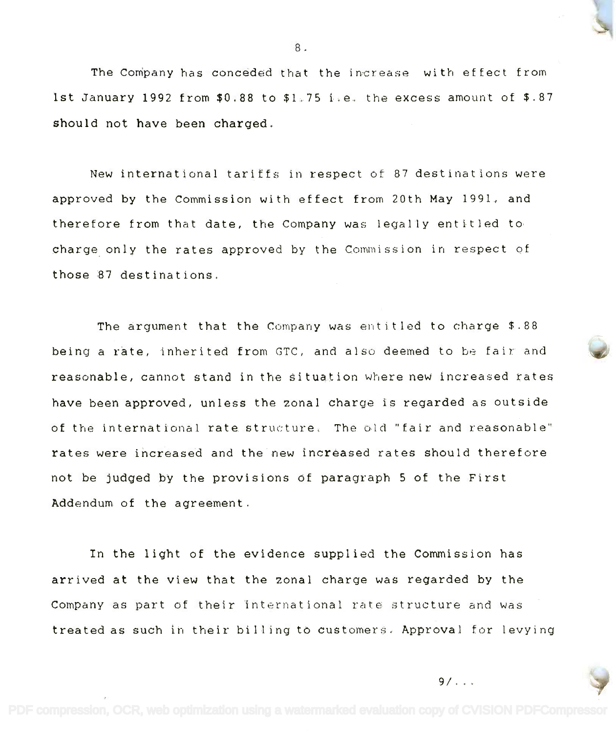The Company has conceded that the increase with effect from 1st January 1992 from $0.88 to $1.75 i.e. the excess amount of $.87 should not have been charged.

New international tariffs in respect of 87 destinations were approved by the Commission with effect from 20th May 1991, and therefore from that date, the Company was legally entitled to charge only the rates approved by the Commission in respect of those 87 destinations.

The argument that the Company was entitled to charge $.88 being a rate, inherited from GTC, and also deemed to be fair and reasonable, cannot stand in the situation where new increased rates have been approved, unless the zonal charge is regarded as outside of the international rate structure. The old "fair and reasonable" rates were increased and the new increased rates should therefore not be judged by the provisions of paragraph 5 of the First Addendum of the agreement.

In the light of the evidence supplied the Commission has arrived at the view that the zonal charge was regarded by the Company as part of their international rate structure and was treated as such in their billing to customers. Approval for levying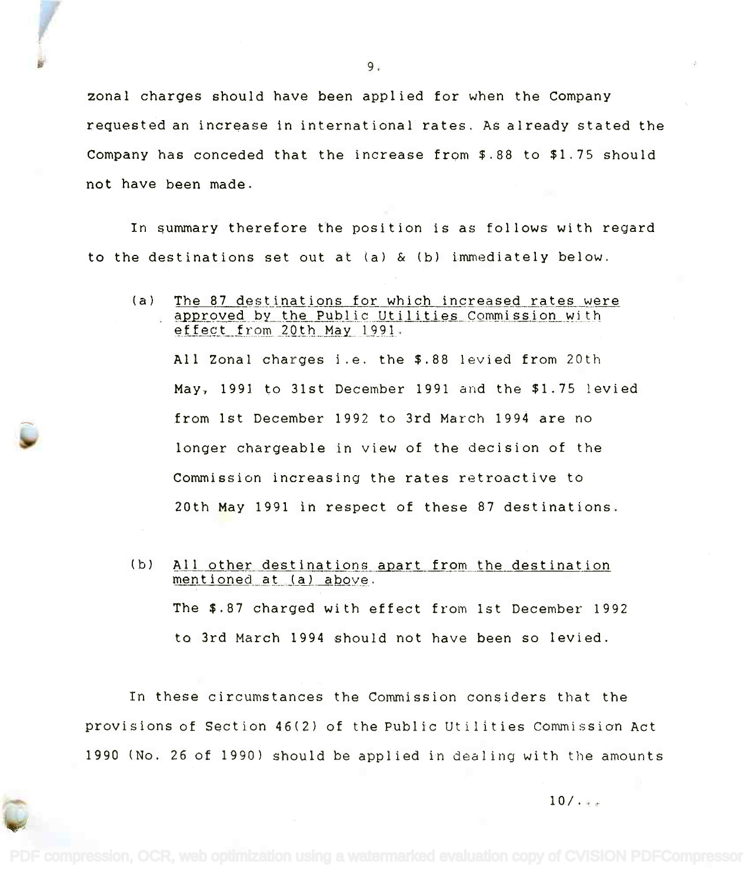zonal charges should have been applied for when the Company requested an increase in international rates. As already stated the Company has conceded that the increase from $.88 to $1.75 should not have been made.

In summary therefore the position is as follows with regard to the destinations set out at (a) & (b) immediately below.

(a) <u>The 87 destinations for which increased rates were approved by the Public Utilities Commission with effect from 20th May 1991.</u>

All Zonal charges i.e. the $.88 levied from 20th May, 1991 to 31st December 1991 and the $1.75 levied from 1st December 1992 to 3rd March 1994 are no longer chargeable in view of the decision of the Commission increasing the rates retroactive to 20th May 1991 in respect of these 87 destinations.

(b) <u>All other destinations apart from the destination mentioned at (a) above.</u>

The $.87 charged with effect from 1st December 1992 to 3rd March 1994 should not have been so levied.

In these circumstances the Commission considers that the provisions of Section 46(2) of the Public Utilities Commission Act 1990 (No. 26 of 1990) should be applied in dealing with the amounts

10/...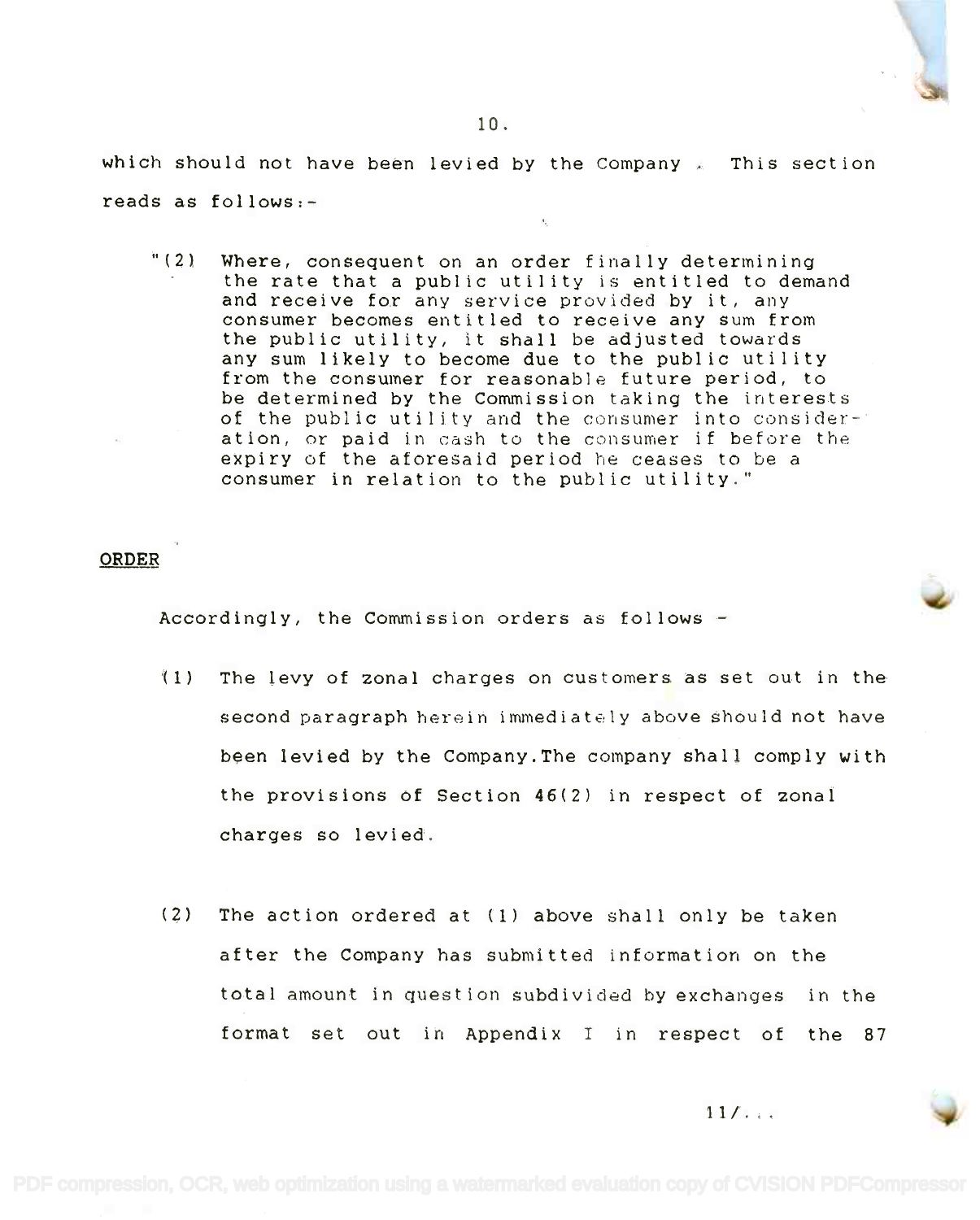which should not have been levied by the Company . This section reads as follows:-

> "(2) Where, consequent on an order finally determining the rate that a public utility is entitled to demand and receive for any service provided by it, any consumer becomes entitled to receive any sum from the public utility, it shall be adjusted towards any sum likely to become due to the public utility from the consumer for reasonable future period, to be determined by the Commission taking the interests of the public utility and the consumer into consideration, or paid in cash to the consumer if before the expiry of the aforesaid period he ceases to be a consumer in relation to the public utility."

## ORDER

Accordingly, the Commission orders as follows -

(1) The levy of zonal charges on customers as set out in the second paragraph herein immediately above should not have been levied by the Company.The company shall comply with the provisions of Section 46(2) in respect of zonal charges so levied.

(2) The action ordered at (1) above shall only be taken after the Company has submitted information on the total amount in question subdivided by exchanges in the format set out in Appendix I in respect of the 87

11/...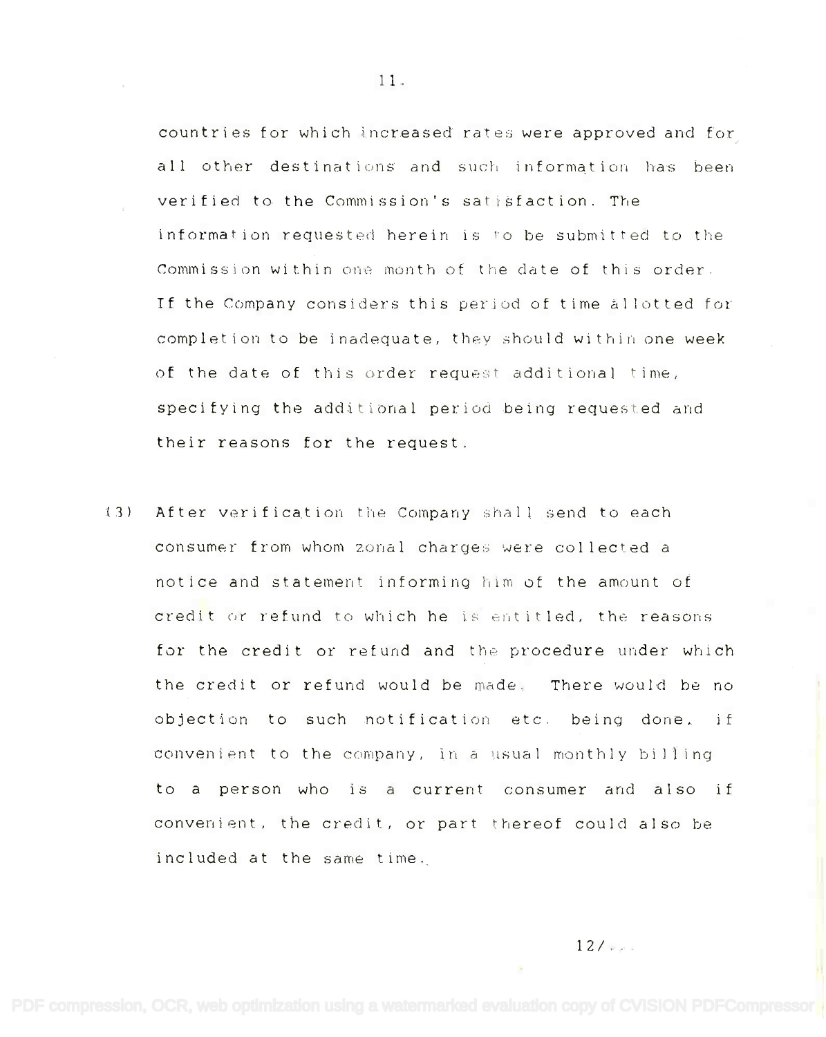countries for which increased rates were approved and for all other destinations and such information has been verified to the Commission's satisfaction. The information requested herein is to be submitted to the Commission within one month of the date of this order. If the Company considers this period of time allotted for completion to be inadequate, they should within one week of the date of this order request additional time, specifying the additional period being requested and their reasons for the request.

(3) After verification the Company shall send to each consumer from whom zonal charges were collected a notice and statement informing him of the amount of credit or refund to which he is entitled, the reasons for the credit or refund and the procedure under which the credit or refund would be made. There would be no objection to such notification etc. being done, if convenient to the company, in a usual monthly billing to a person who is a current consumer and also if convenient, the credit, or part thereof could also be included at the same time.

12/...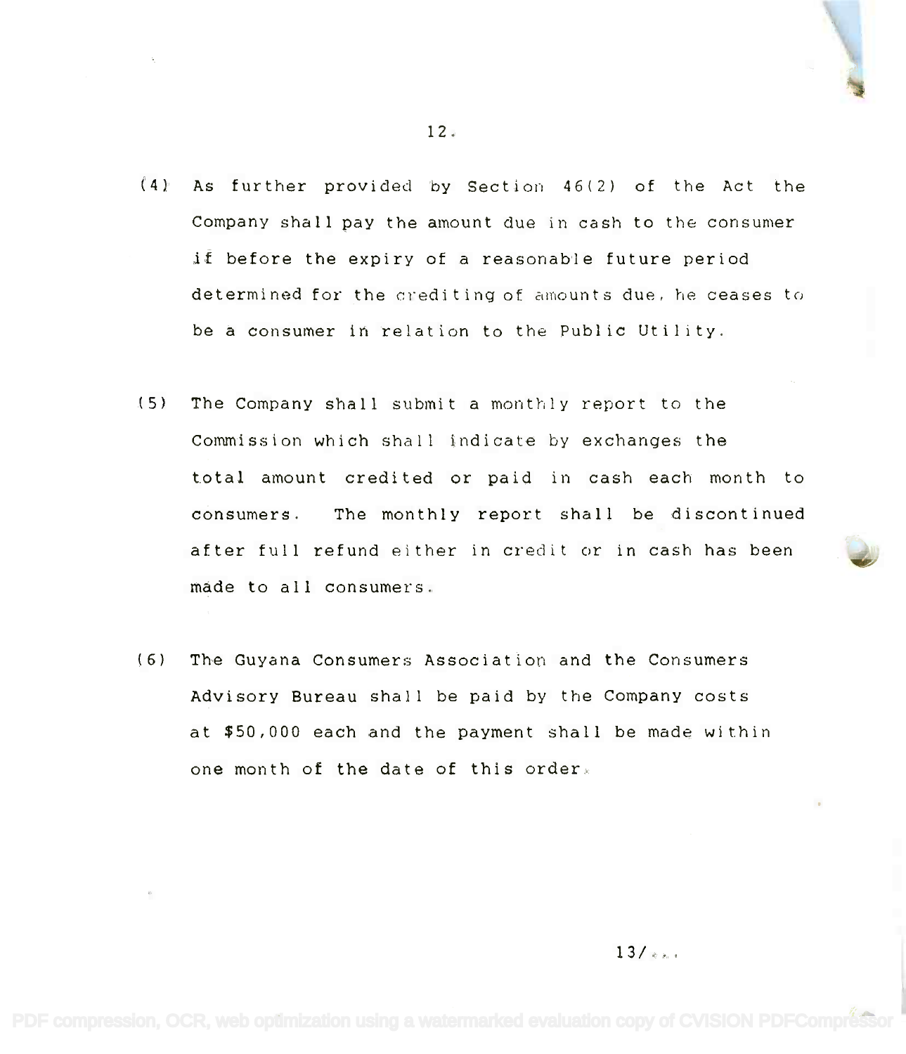(4) As further provided by Section 46(2) of the Act the Company shall pay the amount due in cash to the consumer if before the expiry of a reasonable future period determined for the crediting of amounts due, he ceases to be a consumer in relation to the Public Utility.

(5) The Company shall submit a monthly report to the Commission which shall indicate by exchanges the total amount credited or paid in cash each month to consumers. The monthly report shall be discontinued after full refund either in credit or in cash has been made to all consumers.

(6) The Guyana Consumers Association and the Consumers Advisory Bureau shall be paid by the Company costs at $50,000 each and the payment shall be made within one month of the date of this order.

13/...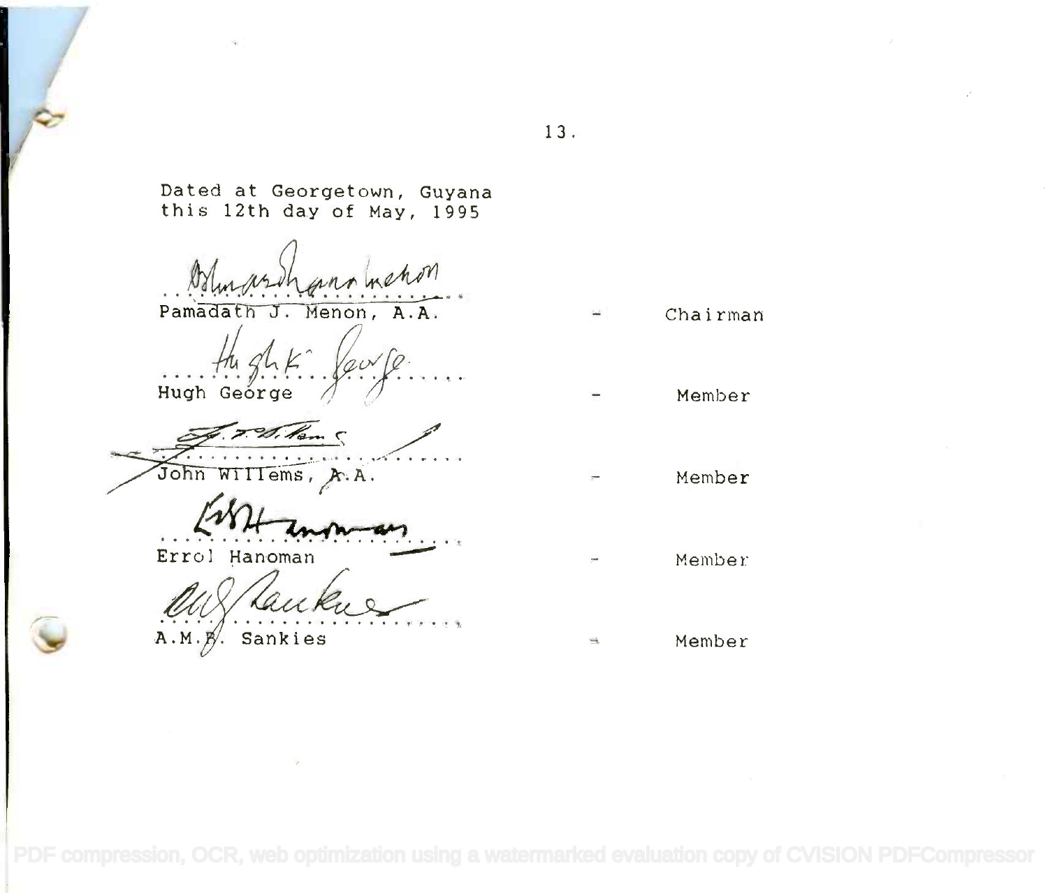Dated at Georgetown, Guyana
this 12th day of May, 1995

| | | |
|---|---|---|
| Pamadath J. Menon, A.A. | - | Chairman |
| Hugh George | - | Member |
| John Willems, A.A. | - | Member |
| Errol Hanoman | - | Member |
| A.M.B. Sankies | - | Member |

PDF compression, OCR, web optimization using a watermarked evaluation copy of CVISION PDFCompressor